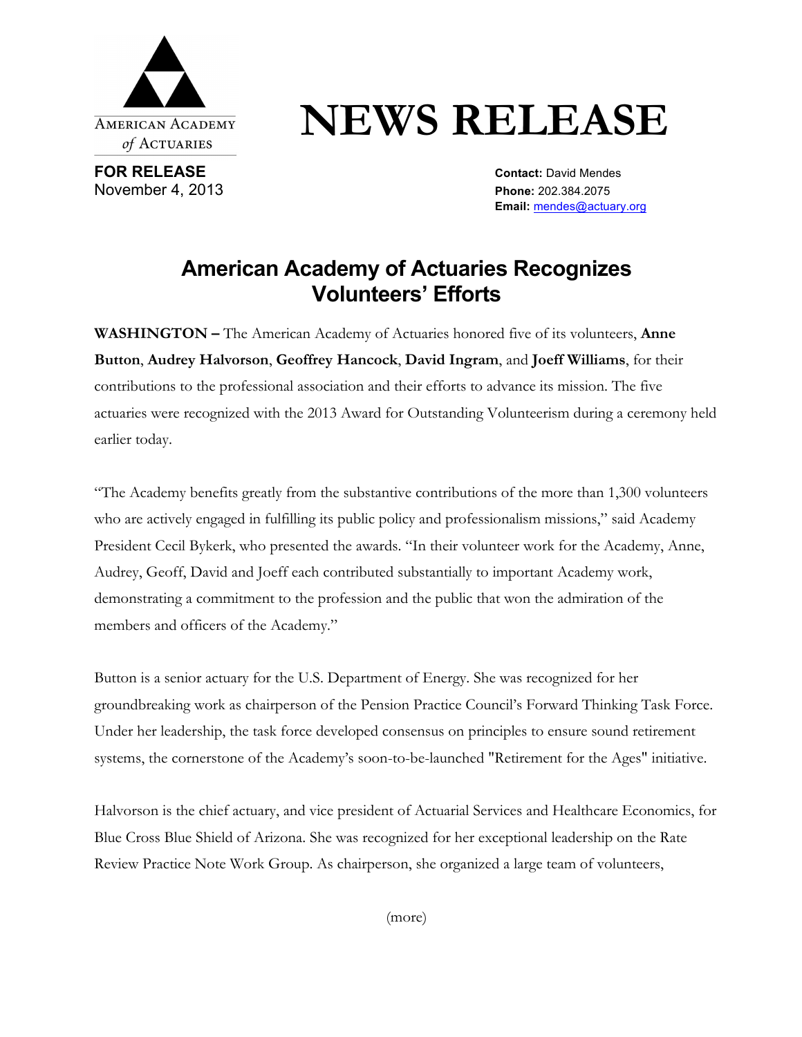AMERICAN ACADEMY of ACTUARIES

# NEWS RELEASE

**FOR RELEASE**
November 4, 2013

**Contact:** David Mendes
**Phone:** 202.384.2075
**Email:** mendes@actuary.org

## American Academy of Actuaries Recognizes Volunteers' Efforts

**WASHINGTON –** The American Academy of Actuaries honored five of its volunteers, **Anne Button**, **Audrey Halvorson**, **Geoffrey Hancock**, **David Ingram**, and **Joeff Williams**, for their contributions to the professional association and their efforts to advance its mission. The five actuaries were recognized with the 2013 Award for Outstanding Volunteerism during a ceremony held earlier today.

"The Academy benefits greatly from the substantive contributions of the more than 1,300 volunteers who are actively engaged in fulfilling its public policy and professionalism missions," said Academy President Cecil Bykerk, who presented the awards. "In their volunteer work for the Academy, Anne, Audrey, Geoff, David and Joeff each contributed substantially to important Academy work, demonstrating a commitment to the profession and the public that won the admiration of the members and officers of the Academy."

Button is a senior actuary for the U.S. Department of Energy. She was recognized for her groundbreaking work as chairperson of the Pension Practice Council's Forward Thinking Task Force. Under her leadership, the task force developed consensus on principles to ensure sound retirement systems, the cornerstone of the Academy's soon-to-be-launched "Retirement for the Ages" initiative.

Halvorson is the chief actuary, and vice president of Actuarial Services and Healthcare Economics, for Blue Cross Blue Shield of Arizona. She was recognized for her exceptional leadership on the Rate Review Practice Note Work Group. As chairperson, she organized a large team of volunteers,

(more)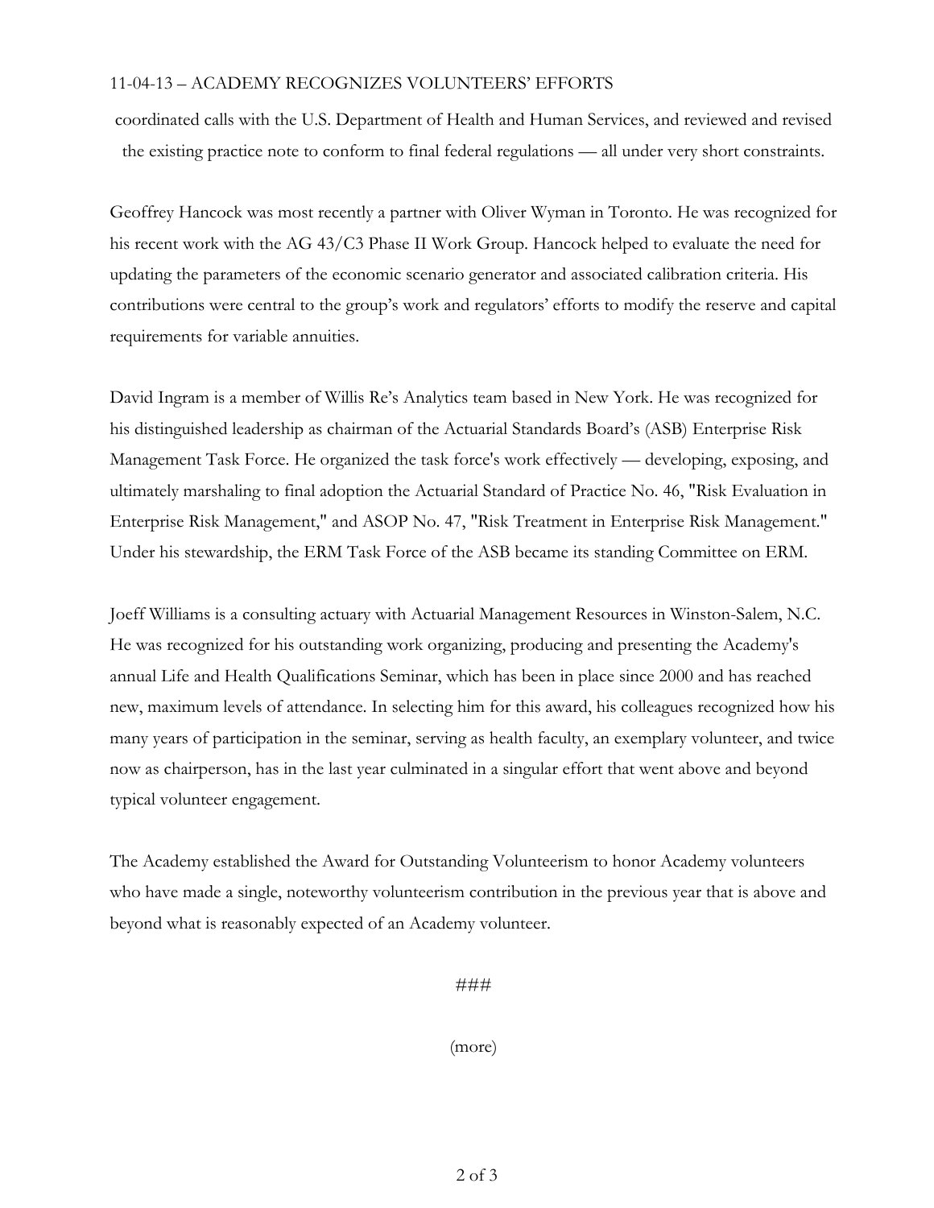coordinated calls with the U.S. Department of Health and Human Services, and reviewed and revised the existing practice note to conform to final federal regulations — all under very short constraints.

Geoffrey Hancock was most recently a partner with Oliver Wyman in Toronto. He was recognized for his recent work with the AG 43/C3 Phase II Work Group. Hancock helped to evaluate the need for updating the parameters of the economic scenario generator and associated calibration criteria. His contributions were central to the group's work and regulators' efforts to modify the reserve and capital requirements for variable annuities.

David Ingram is a member of Willis Re's Analytics team based in New York. He was recognized for his distinguished leadership as chairman of the Actuarial Standards Board's (ASB) Enterprise Risk Management Task Force. He organized the task force's work effectively — developing, exposing, and ultimately marshaling to final adoption the Actuarial Standard of Practice No. 46, "Risk Evaluation in Enterprise Risk Management," and ASOP No. 47, "Risk Treatment in Enterprise Risk Management." Under his stewardship, the ERM Task Force of the ASB became its standing Committee on ERM.

Joeff Williams is a consulting actuary with Actuarial Management Resources in Winston-Salem, N.C. He was recognized for his outstanding work organizing, producing and presenting the Academy's annual Life and Health Qualifications Seminar, which has been in place since 2000 and has reached new, maximum levels of attendance. In selecting him for this award, his colleagues recognized how his many years of participation in the seminar, serving as health faculty, an exemplary volunteer, and twice now as chairperson, has in the last year culminated in a singular effort that went above and beyond typical volunteer engagement.

The Academy established the Award for Outstanding Volunteerism to honor Academy volunteers who have made a single, noteworthy volunteerism contribution in the previous year that is above and beyond what is reasonably expected of an Academy volunteer.

###

(more)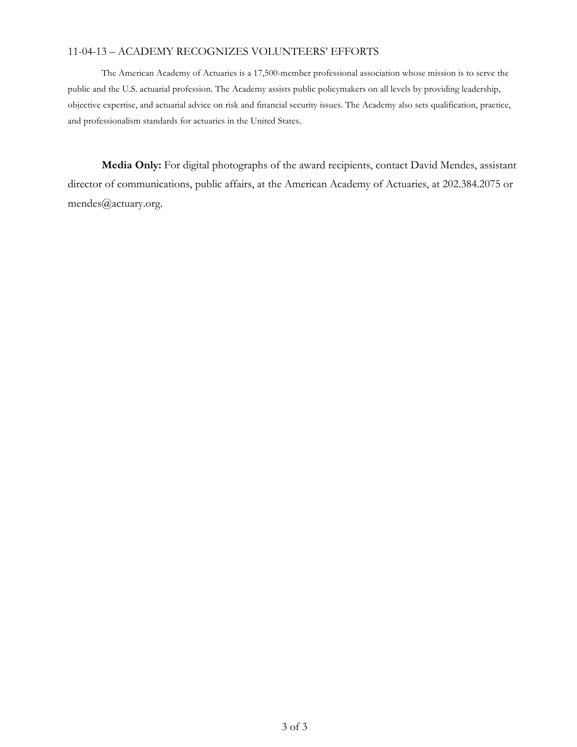11-04-13 – ACADEMY RECOGNIZES VOLUNTEERS' EFFORTS

The American Academy of Actuaries is a 17,500-member professional association whose mission is to serve the public and the U.S. actuarial profession. The Academy assists public policymakers on all levels by providing leadership, objective expertise, and actuarial advice on risk and financial security issues. The Academy also sets qualification, practice, and professionalism standards for actuaries in the United States.

**Media Only:** For digital photographs of the award recipients, contact David Mendes, assistant director of communications, public affairs, at the American Academy of Actuaries, at 202.384.2075 or mendes@actuary.org.